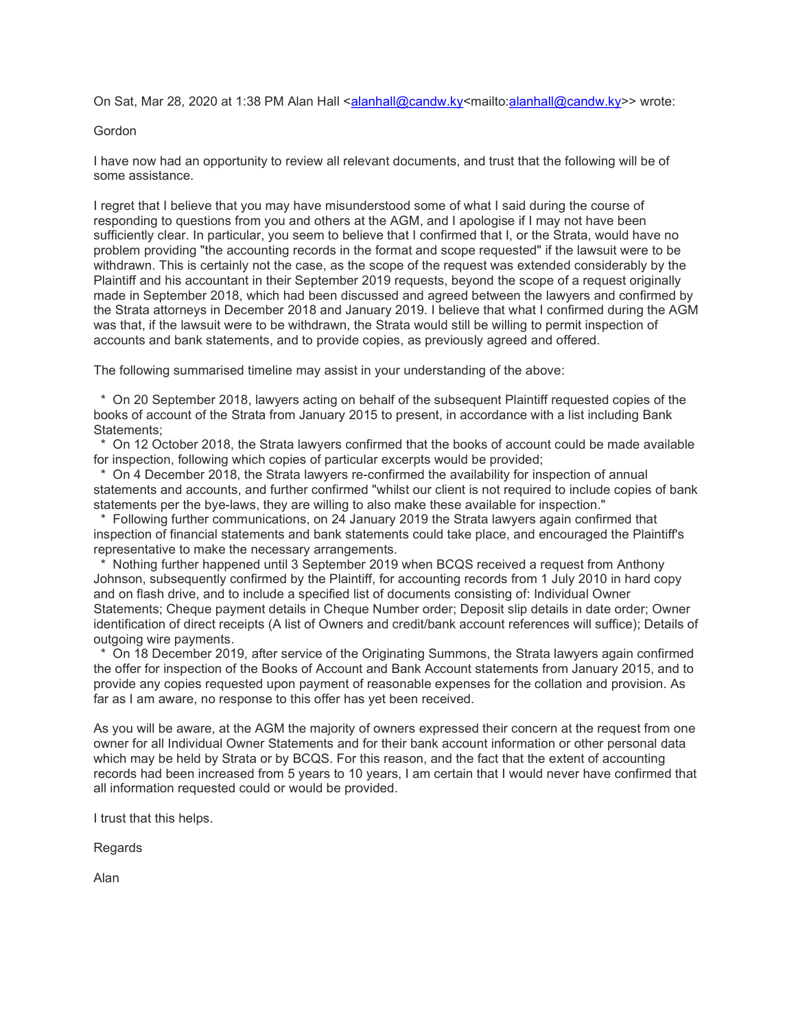On Sat, Mar 28, 2020 at 1:38 PM Alan Hall <alanhall@candw.ky<mailto:alanhall@candw.ky>> wrote:

Gordon

I have now had an opportunity to review all relevant documents, and trust that the following will be of some assistance.

I regret that I believe that you may have misunderstood some of what I said during the course of responding to questions from you and others at the AGM, and I apologise if I may not have been sufficiently clear. In particular, you seem to believe that I confirmed that I, or the Strata, would have no problem providing "the accounting records in the format and scope requested" if the lawsuit were to be withdrawn. This is certainly not the case, as the scope of the request was extended considerably by the Plaintiff and his accountant in their September 2019 requests, beyond the scope of a request originally made in September 2018, which had been discussed and agreed between the lawyers and confirmed by the Strata attorneys in December 2018 and January 2019. I believe that what I confirmed during the AGM was that, if the lawsuit were to be withdrawn, the Strata would still be willing to permit inspection of accounts and bank statements, and to provide copies, as previously agreed and offered.

The following summarised timeline may assist in your understanding of the above:

* On 20 September 2018, lawyers acting on behalf of the subsequent Plaintiff requested copies of the books of account of the Strata from January 2015 to present, in accordance with a list including Bank Statements;
* On 12 October 2018, the Strata lawyers confirmed that the books of account could be made available for inspection, following which copies of particular excerpts would be provided;
* On 4 December 2018, the Strata lawyers re-confirmed the availability for inspection of annual statements and accounts, and further confirmed "whilst our client is not required to include copies of bank statements per the bye-laws, they are willing to also make these available for inspection."
* Following further communications, on 24 January 2019 the Strata lawyers again confirmed that inspection of financial statements and bank statements could take place, and encouraged the Plaintiff's representative to make the necessary arrangements.
* Nothing further happened until 3 September 2019 when BCQS received a request from Anthony Johnson, subsequently confirmed by the Plaintiff, for accounting records from 1 July 2010 in hard copy and on flash drive, and to include a specified list of documents consisting of: Individual Owner Statements; Cheque payment details in Cheque Number order; Deposit slip details in date order; Owner identification of direct receipts (A list of Owners and credit/bank account references will suffice); Details of outgoing wire payments.
* On 18 December 2019, after service of the Originating Summons, the Strata lawyers again confirmed the offer for inspection of the Books of Account and Bank Account statements from January 2015, and to provide any copies requested upon payment of reasonable expenses for the collation and provision. As far as I am aware, no response to this offer has yet been received.

As you will be aware, at the AGM the majority of owners expressed their concern at the request from one owner for all Individual Owner Statements and for their bank account information or other personal data which may be held by Strata or by BCQS. For this reason, and the fact that the extent of accounting records had been increased from 5 years to 10 years, I am certain that I would never have confirmed that all information requested could or would be provided.

I trust that this helps.

Regards

Alan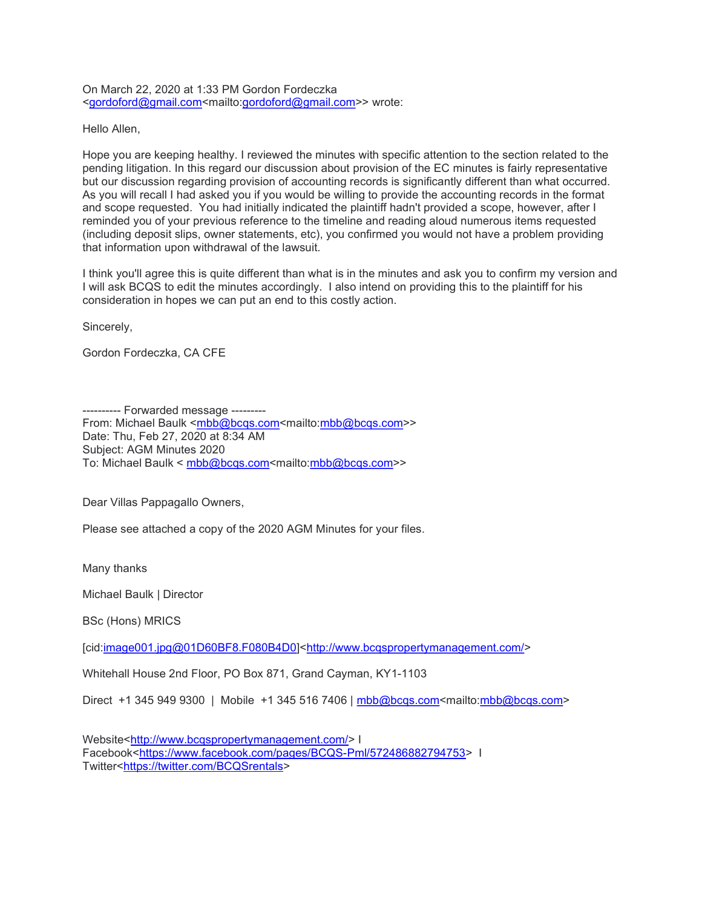On March 22, 2020 at 1:33 PM Gordon Fordeczka <gordoford@gmail.com<mailto:gordoford@gmail.com>> wrote:

Hello Allen,

Hope you are keeping healthy. I reviewed the minutes with specific attention to the section related to the pending litigation. In this regard our discussion about provision of the EC minutes is fairly representative but our discussion regarding provision of accounting records is significantly different than what occurred. As you will recall I had asked you if you would be willing to provide the accounting records in the format and scope requested. You had initially indicated the plaintiff hadn't provided a scope, however, after I reminded you of your previous reference to the timeline and reading aloud numerous items requested (including deposit slips, owner statements, etc), you confirmed you would not have a problem providing that information upon withdrawal of the lawsuit.

I think you'll agree this is quite different than what is in the minutes and ask you to confirm my version and I will ask BCQS to edit the minutes accordingly. I also intend on providing this to the plaintiff for his consideration in hopes we can put an end to this costly action.

Sincerely,

Gordon Fordeczka, CA CFE

---------- Forwarded message ---------
From: Michael Baulk <mbb@bcqs.com<mailto:mbb@bcqs.com>>
Date: Thu, Feb 27, 2020 at 8:34 AM
Subject: AGM Minutes 2020
To: Michael Baulk < mbb@bcqs.com<mailto:mbb@bcqs.com>>

Dear Villas Pappagallo Owners,

Please see attached a copy of the 2020 AGM Minutes for your files.

Many thanks

Michael Baulk | Director

BSc (Hons) MRICS

[cid:image001.jpg@01D60BF8.F080B4D0]<http://www.bcqspropertymanagement.com/>

Whitehall House 2nd Floor, PO Box 871, Grand Cayman, KY1-1103

Direct +1 345 949 9300 | Mobile +1 345 516 7406 | mbb@bcqs.com<mailto:mbb@bcqs.com>

Website<http://www.bcqspropertymanagement.com/> I
Facebook<https://www.facebook.com/pages/BCQS-Pml/572486882794753> I
Twitter<https://twitter.com/BCQSrentals>